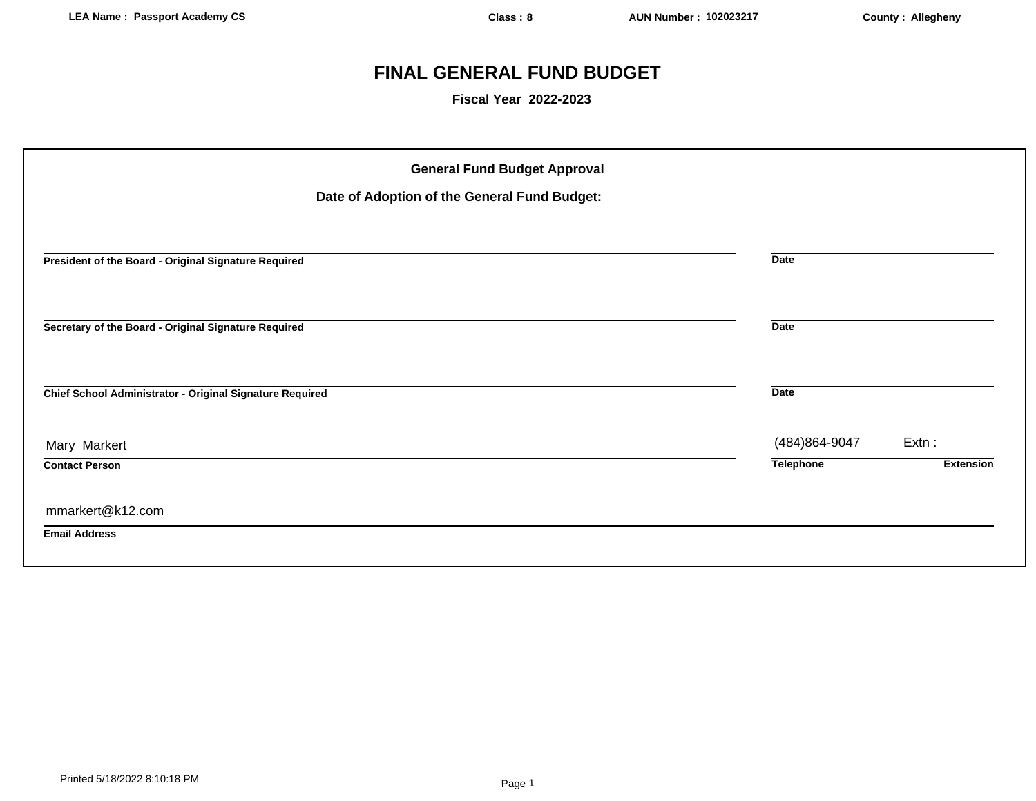**LEA Name : Passport Academy CS** **Class : 8** **AUN Number : 102023217** **County : Allegheny**

# FINAL GENERAL FUND BUDGET

**Fiscal Year 2022-2023**

## General Fund Budget Approval

**Date of Adoption of the General Fund Budget:**

| | |
|---|---|
| **President of the Board - Original Signature Required** | **Date** |
| **Secretary of the Board - Original Signature Required** | **Date** |
| **Chief School Administrator - Original Signature Required** | **Date** |

| Contact Person | Telephone | Extension |
|---|---|---|
| Mary Markert | (484)864-9047 | Extn : |

**Email Address**

mmarkert@k12.com

Printed 5/18/2022 8:10:18 PM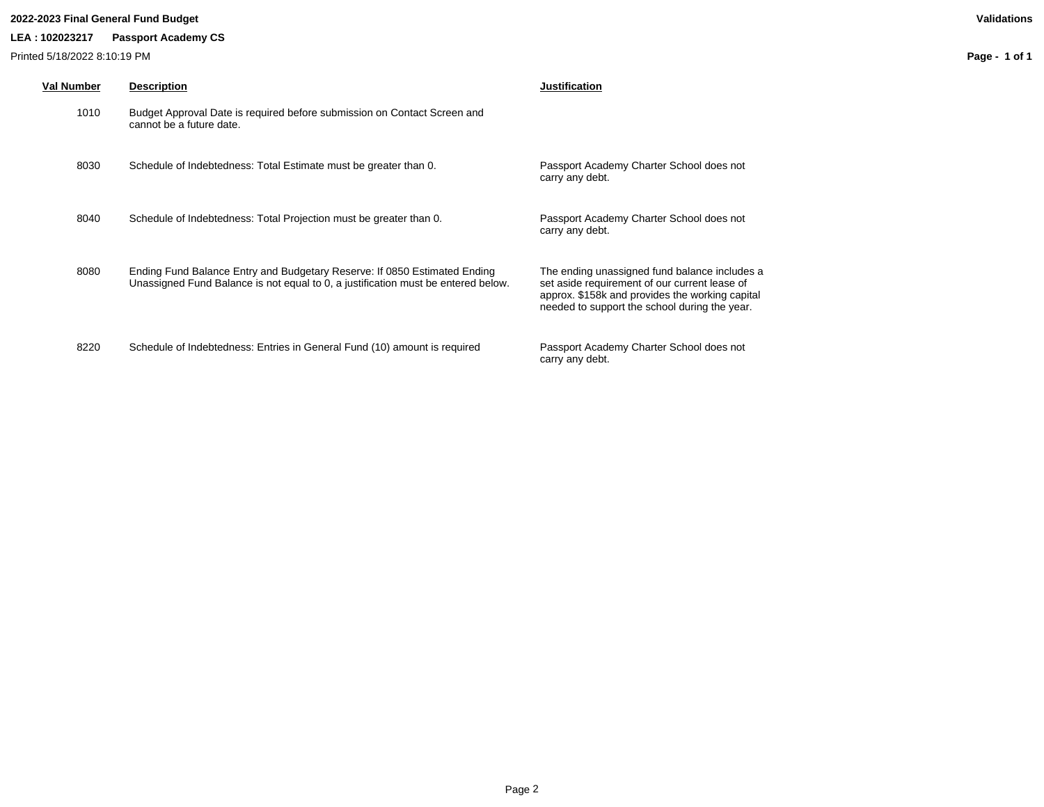**2022-2023 Final General Fund Budget**

**Validations**

**LEA : 102023217 Passport Academy CS**

Printed 5/18/2022 8:10:19 PM

| Val Number | Description | Justification |
|---|---|---|
| 1010 | Budget Approval Date is required before submission on Contact Screen and cannot be a future date. | |
| 8030 | Schedule of Indebtedness: Total Estimate must be greater than 0. | Passport Academy Charter School does not carry any debt. |
| 8040 | Schedule of Indebtedness: Total Projection must be greater than 0. | Passport Academy Charter School does not carry any debt. |
| 8080 | Ending Fund Balance Entry and Budgetary Reserve: If 0850 Estimated Ending Unassigned Fund Balance is not equal to 0, a justification must be entered below. | The ending unassigned fund balance includes a set aside requirement of our current lease of approx. $158k and provides the working capital needed to support the school during the year. |
| 8220 | Schedule of Indebtedness: Entries in General Fund (10) amount is required | Passport Academy Charter School does not carry any debt. |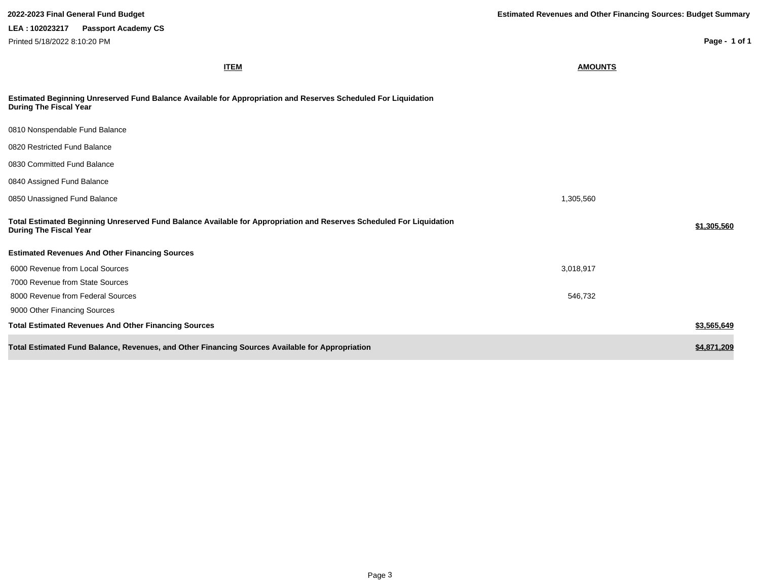**2022-2023 Final General Fund Budget**

**Estimated Revenues and Other Financing Sources: Budget Summary**

**LEA : 102023217 Passport Academy CS**

Printed 5/18/2022 8:10:20 PM

| ITEM | AMOUNTS | |
|---|---|---|
| **Estimated Beginning Unreserved Fund Balance Available for Appropriation and Reserves Scheduled For Liquidation During The Fiscal Year** | | |
| 0810 Nonspendable Fund Balance | | |
| 0820 Restricted Fund Balance | | |
| 0830 Committed Fund Balance | | |
| 0840 Assigned Fund Balance | | |
| 0850 Unassigned Fund Balance | 1,305,560 | |
| **Total Estimated Beginning Unreserved Fund Balance Available for Appropriation and Reserves Scheduled For Liquidation During The Fiscal Year** | | **$1,305,560** |
| **Estimated Revenues And Other Financing Sources** | | |
| 6000 Revenue from Local Sources | 3,018,917 | |
| 7000 Revenue from State Sources | | |
| 8000 Revenue from Federal Sources | 546,732 | |
| 9000 Other Financing Sources | | |
| **Total Estimated Revenues And Other Financing Sources** | | **$3,565,649** |
| **Total Estimated Fund Balance, Revenues, and Other Financing Sources Available for Appropriation** | | **$4,871,209** |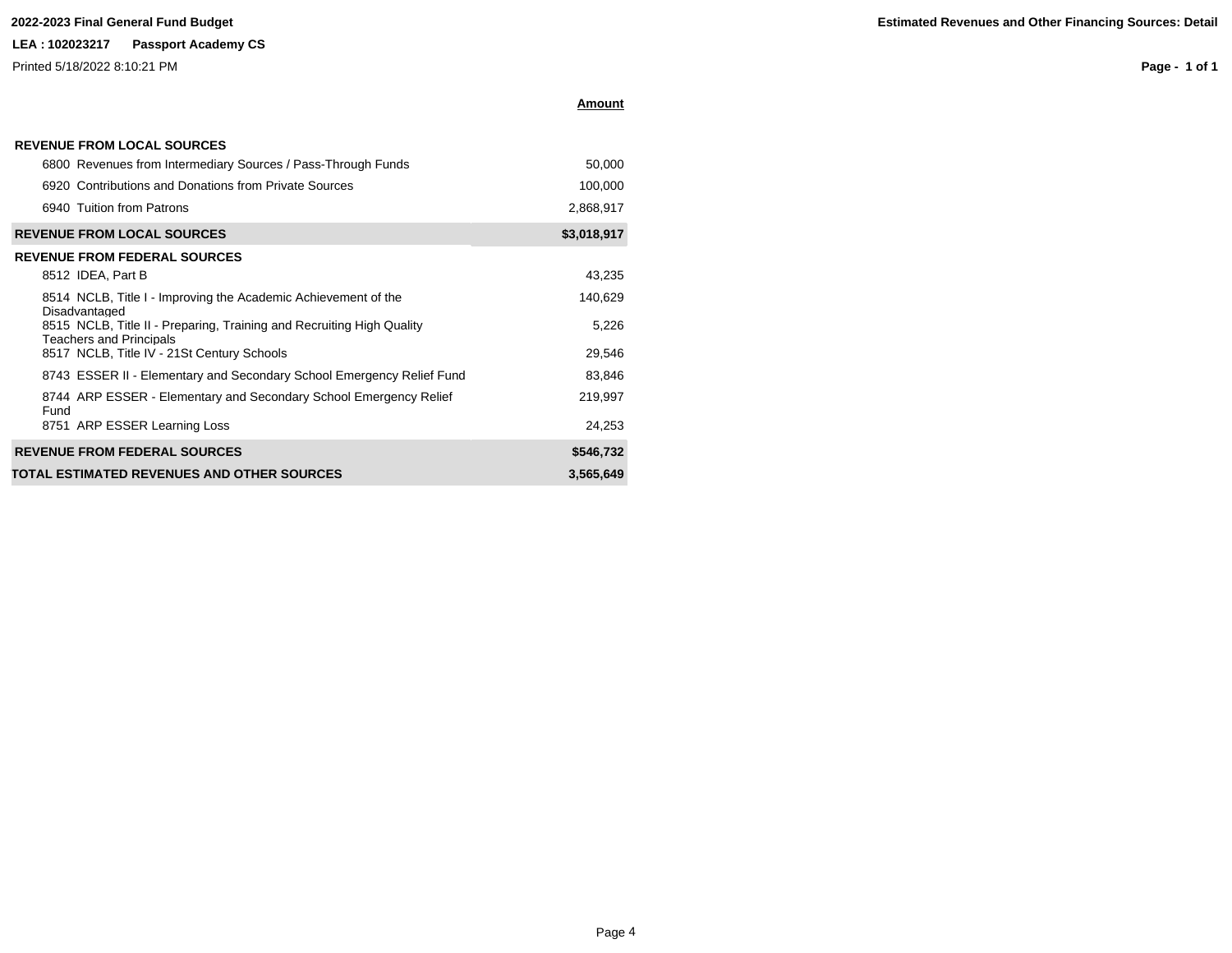**2022-2023 Final General Fund Budget**

**Estimated Revenues and Other Financing Sources: Detail**

**LEA : 102023217 Passport Academy CS**

Printed 5/18/2022 8:10:21 PM

| | **Amount** |
|---|---|
| **REVENUE FROM LOCAL SOURCES** | |
| 6800 Revenues from Intermediary Sources / Pass-Through Funds | 50,000 |
| 6920 Contributions and Donations from Private Sources | 100,000 |
| 6940 Tuition from Patrons | 2,868,917 |
| **REVENUE FROM LOCAL SOURCES** | **$3,018,917** |
| **REVENUE FROM FEDERAL SOURCES** | |
| 8512 IDEA, Part B | 43,235 |
| 8514 NCLB, Title I - Improving the Academic Achievement of the Disadvantaged | 140,629 |
| 8515 NCLB, Title II - Preparing, Training and Recruiting High Quality Teachers and Principals | 5,226 |
| 8517 NCLB, Title IV - 21St Century Schools | 29,546 |
| 8743 ESSER II - Elementary and Secondary School Emergency Relief Fund | 83,846 |
| 8744 ARP ESSER - Elementary and Secondary School Emergency Relief Fund | 219,997 |
| 8751 ARP ESSER Learning Loss | 24,253 |
| **REVENUE FROM FEDERAL SOURCES** | **$546,732** |
| **TOTAL ESTIMATED REVENUES AND OTHER SOURCES** | **3,565,649** |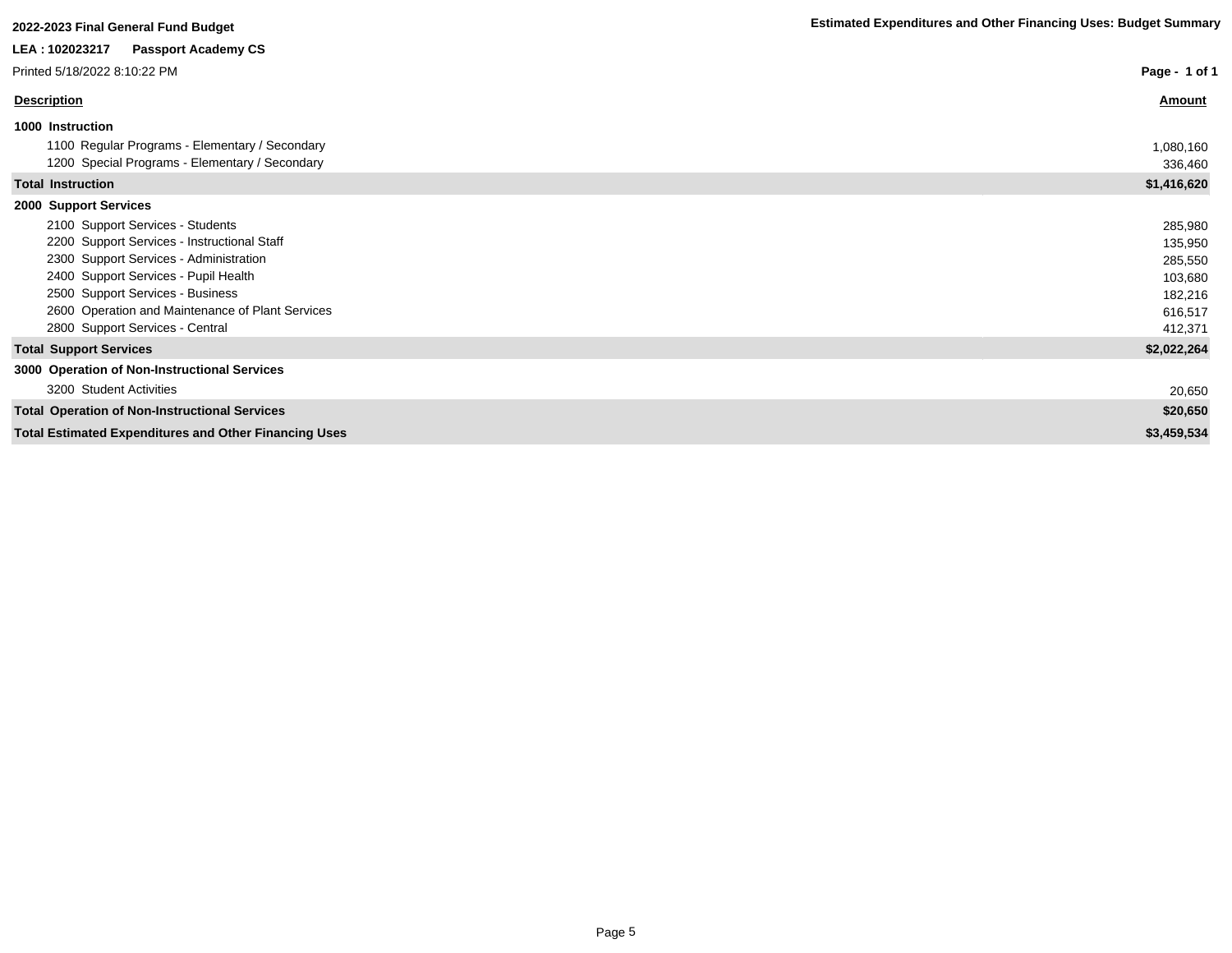**2022-2023 Final General Fund Budget**

**Estimated Expenditures and Other Financing Uses: Budget Summary**

**LEA : 102023217 Passport Academy CS**

Printed 5/18/2022 8:10:22 PM

| Description | Amount |
|---|---|
| **1000 Instruction** | |
| 1100 Regular Programs - Elementary / Secondary | 1,080,160 |
| 1200 Special Programs - Elementary / Secondary | 336,460 |
| **Total Instruction** | **$1,416,620** |
| **2000 Support Services** | |
| 2100 Support Services - Students | 285,980 |
| 2200 Support Services - Instructional Staff | 135,950 |
| 2300 Support Services - Administration | 285,550 |
| 2400 Support Services - Pupil Health | 103,680 |
| 2500 Support Services - Business | 182,216 |
| 2600 Operation and Maintenance of Plant Services | 616,517 |
| 2800 Support Services - Central | 412,371 |
| **Total Support Services** | **$2,022,264** |
| **3000 Operation of Non-Instructional Services** | |
| 3200 Student Activities | 20,650 |
| **Total Operation of Non-Instructional Services** | **$20,650** |
| **Total Estimated Expenditures and Other Financing Uses** | **$3,459,534** |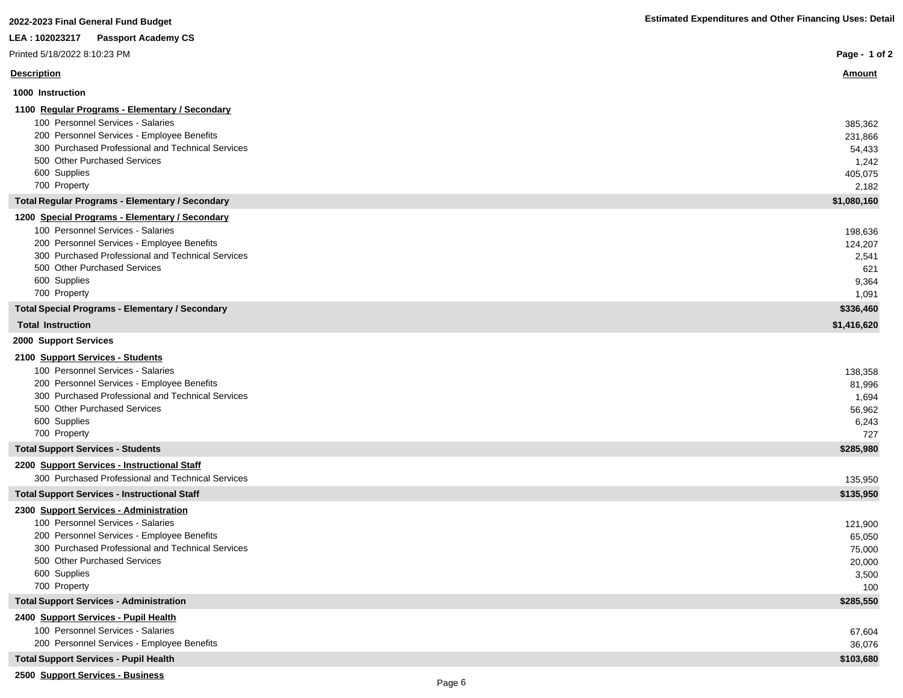**2022-2023 Final General Fund Budget**

**Estimated Expenditures and Other Financing Uses: Detail**

**LEA : 102023217 Passport Academy CS**

Printed 5/18/2022 8:10:23 PM

| Description | Amount |
|---|---|
| **1000 Instruction** | |
| **1100 Regular Programs - Elementary / Secondary** | |
| 100 Personnel Services - Salaries | 385,362 |
| 200 Personnel Services - Employee Benefits | 231,866 |
| 300 Purchased Professional and Technical Services | 54,433 |
| 500 Other Purchased Services | 1,242 |
| 600 Supplies | 405,075 |
| 700 Property | 2,182 |
| **Total Regular Programs - Elementary / Secondary** | **$1,080,160** |
| **1200 Special Programs - Elementary / Secondary** | |
| 100 Personnel Services - Salaries | 198,636 |
| 200 Personnel Services - Employee Benefits | 124,207 |
| 300 Purchased Professional and Technical Services | 2,541 |
| 500 Other Purchased Services | 621 |
| 600 Supplies | 9,364 |
| 700 Property | 1,091 |
| **Total Special Programs - Elementary / Secondary** | **$336,460** |
| **Total Instruction** | **$1,416,620** |
| **2000 Support Services** | |
| **2100 Support Services - Students** | |
| 100 Personnel Services - Salaries | 138,358 |
| 200 Personnel Services - Employee Benefits | 81,996 |
| 300 Purchased Professional and Technical Services | 1,694 |
| 500 Other Purchased Services | 56,962 |
| 600 Supplies | 6,243 |
| 700 Property | 727 |
| **Total Support Services - Students** | **$285,980** |
| **2200 Support Services - Instructional Staff** | |
| 300 Purchased Professional and Technical Services | 135,950 |
| **Total Support Services - Instructional Staff** | **$135,950** |
| **2300 Support Services - Administration** | |
| 100 Personnel Services - Salaries | 121,900 |
| 200 Personnel Services - Employee Benefits | 65,050 |
| 300 Purchased Professional and Technical Services | 75,000 |
| 500 Other Purchased Services | 20,000 |
| 600 Supplies | 3,500 |
| 700 Property | 100 |
| **Total Support Services - Administration** | **$285,550** |
| **2400 Support Services - Pupil Health** | |
| 100 Personnel Services - Salaries | 67,604 |
| 200 Personnel Services - Employee Benefits | 36,076 |
| **Total Support Services - Pupil Health** | **$103,680** |
| **2500 Support Services - Business** | |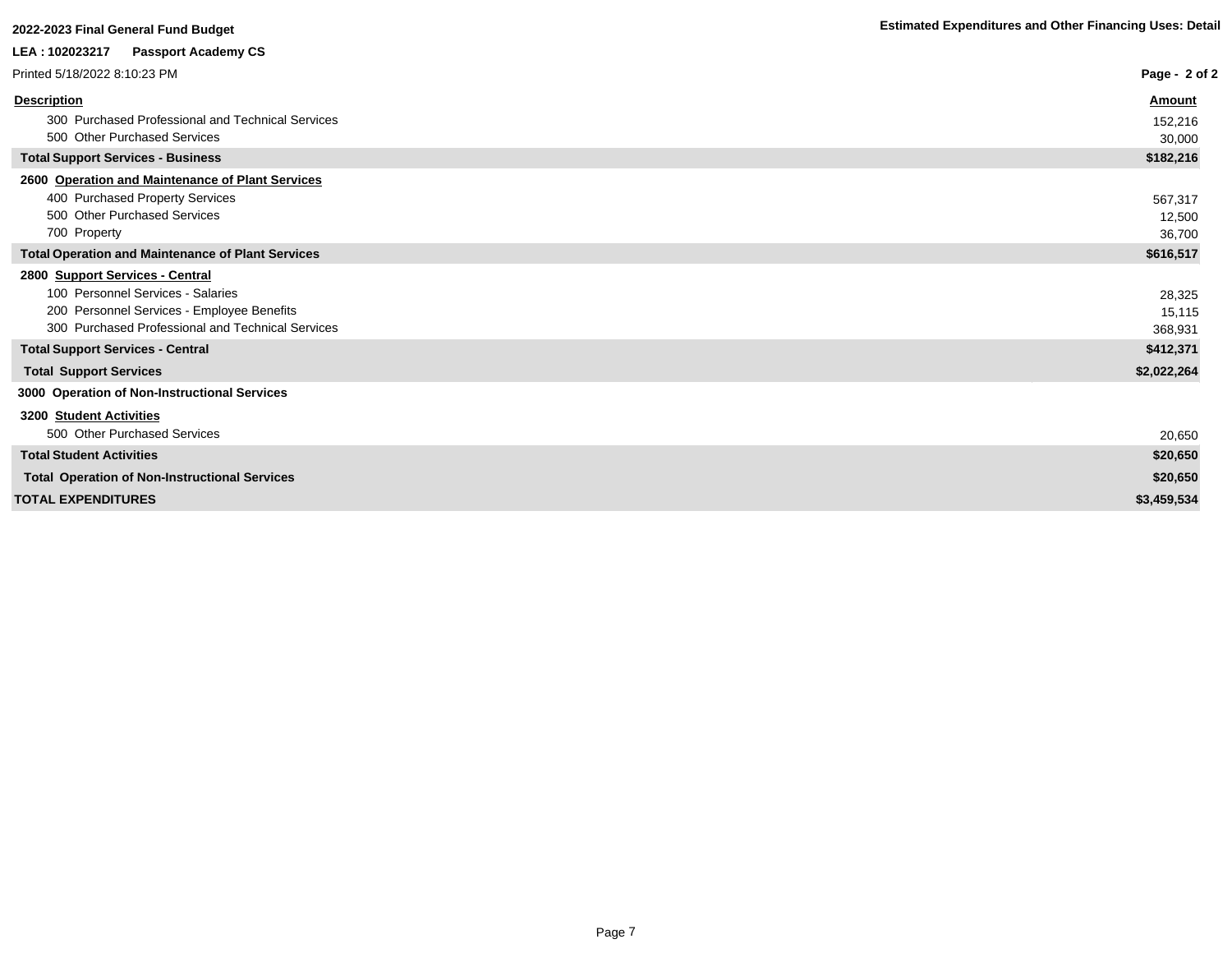**2022-2023 Final General Fund Budget**

**Estimated Expenditures and Other Financing Uses: Detail**

**LEA : 102023217 Passport Academy CS**

Printed 5/18/2022 8:10:23 PM

| Description | Amount |
|---|---|
| 300 Purchased Professional and Technical Services | 152,216 |
| 500 Other Purchased Services | 30,000 |
| **Total Support Services - Business** | **$182,216** |
| **2600 Operation and Maintenance of Plant Services** | |
| 400 Purchased Property Services | 567,317 |
| 500 Other Purchased Services | 12,500 |
| 700 Property | 36,700 |
| **Total Operation and Maintenance of Plant Services** | **$616,517** |
| **2800 Support Services - Central** | |
| 100 Personnel Services - Salaries | 28,325 |
| 200 Personnel Services - Employee Benefits | 15,115 |
| 300 Purchased Professional and Technical Services | 368,931 |
| **Total Support Services - Central** | **$412,371** |
| **Total Support Services** | **$2,022,264** |
| **3000 Operation of Non-Instructional Services** | |
| **3200 Student Activities** | |
| 500 Other Purchased Services | 20,650 |
| **Total Student Activities** | **$20,650** |
| **Total Operation of Non-Instructional Services** | **$20,650** |
| **TOTAL EXPENDITURES** | **$3,459,534** |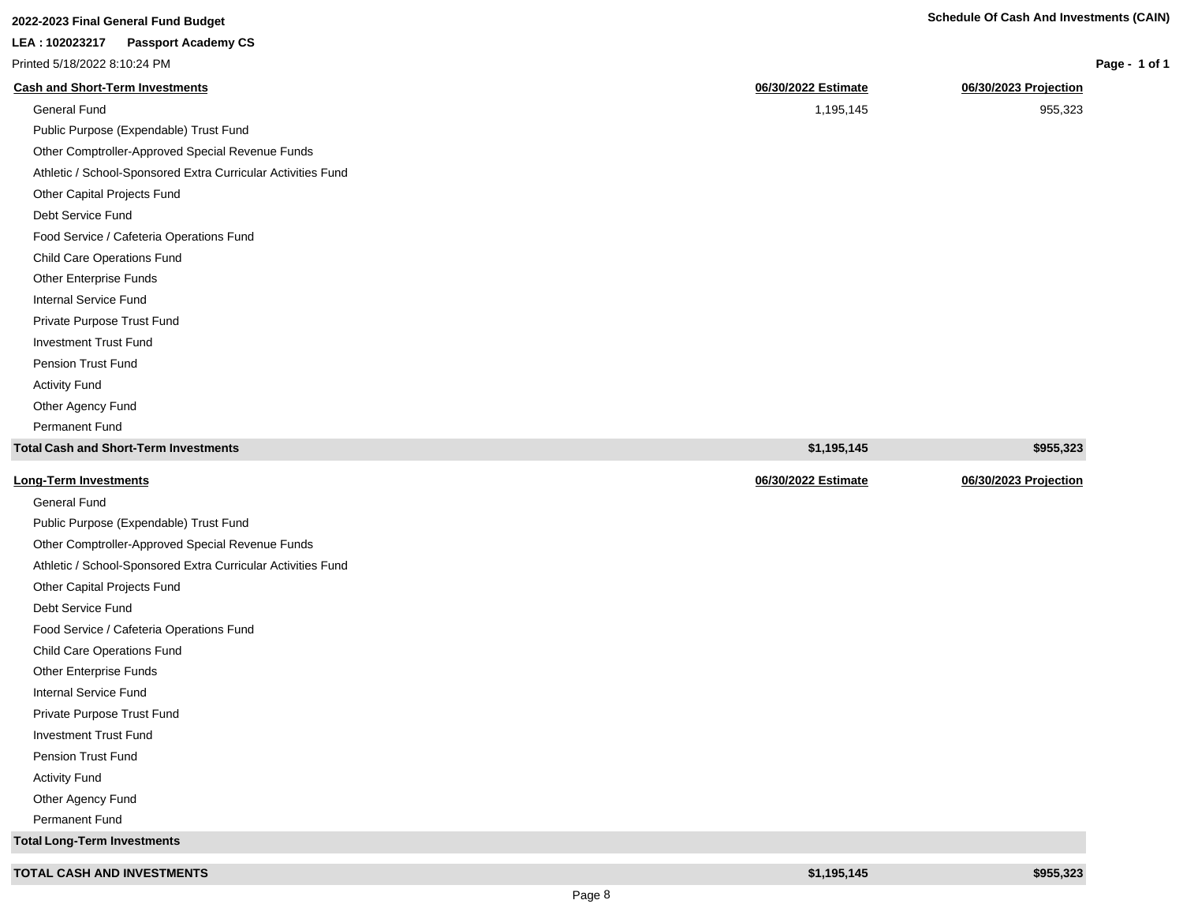**2022-2023 Final General Fund Budget**

**Schedule Of Cash And Investments (CAIN)**

**LEA : 102023217 Passport Academy CS**

Printed 5/18/2022 8:10:24 PM

| **Cash and Short-Term Investments** | **06/30/2022 Estimate** | **06/30/2023 Projection** |
|---|---|---|
| General Fund | 1,195,145 | 955,323 |
| Public Purpose (Expendable) Trust Fund | | |
| Other Comptroller-Approved Special Revenue Funds | | |
| Athletic / School-Sponsored Extra Curricular Activities Fund | | |
| Other Capital Projects Fund | | |
| Debt Service Fund | | |
| Food Service / Cafeteria Operations Fund | | |
| Child Care Operations Fund | | |
| Other Enterprise Funds | | |
| Internal Service Fund | | |
| Private Purpose Trust Fund | | |
| Investment Trust Fund | | |
| Pension Trust Fund | | |
| Activity Fund | | |
| Other Agency Fund | | |
| Permanent Fund | | |
| **Total Cash and Short-Term Investments** | **$1,195,145** | **$955,323** |

| **Long-Term Investments** | **06/30/2022 Estimate** | **06/30/2023 Projection** |
|---|---|---|
| General Fund | | |
| Public Purpose (Expendable) Trust Fund | | |
| Other Comptroller-Approved Special Revenue Funds | | |
| Athletic / School-Sponsored Extra Curricular Activities Fund | | |
| Other Capital Projects Fund | | |
| Debt Service Fund | | |
| Food Service / Cafeteria Operations Fund | | |
| Child Care Operations Fund | | |
| Other Enterprise Funds | | |
| Internal Service Fund | | |
| Private Purpose Trust Fund | | |
| Investment Trust Fund | | |
| Pension Trust Fund | | |
| Activity Fund | | |
| Other Agency Fund | | |
| Permanent Fund | | |
| **Total Long-Term Investments** | | |
| **TOTAL CASH AND INVESTMENTS** | **$1,195,145** | **$955,323** |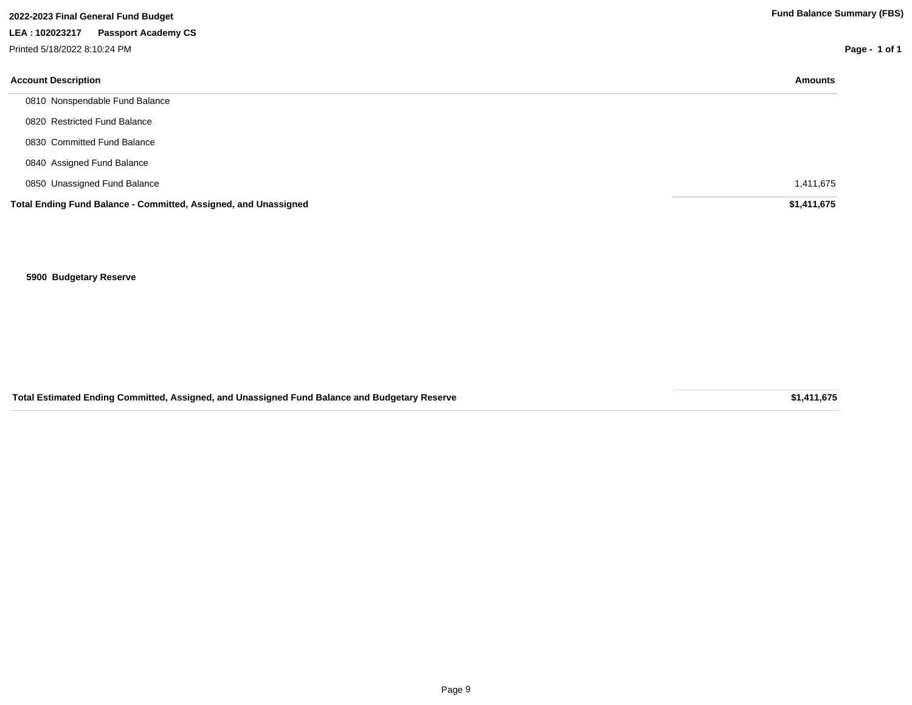**2022-2023 Final General Fund Budget**

**Fund Balance Summary (FBS)**

**LEA : 102023217    Passport Academy CS**

Printed 5/18/2022 8:10:24 PM

| Account Description | Amounts |
| --- | --- |
| 0810 Nonspendable Fund Balance | |
| 0820 Restricted Fund Balance | |
| 0830 Committed Fund Balance | |
| 0840 Assigned Fund Balance | |
| 0850 Unassigned Fund Balance | 1,411,675 |
| **Total Ending Fund Balance - Committed, Assigned, and Unassigned** | **$1,411,675** |
| **5900 Budgetary Reserve** | |
| **Total Estimated Ending Committed, Assigned, and Unassigned Fund Balance and Budgetary Reserve** | **$1,411,675** |